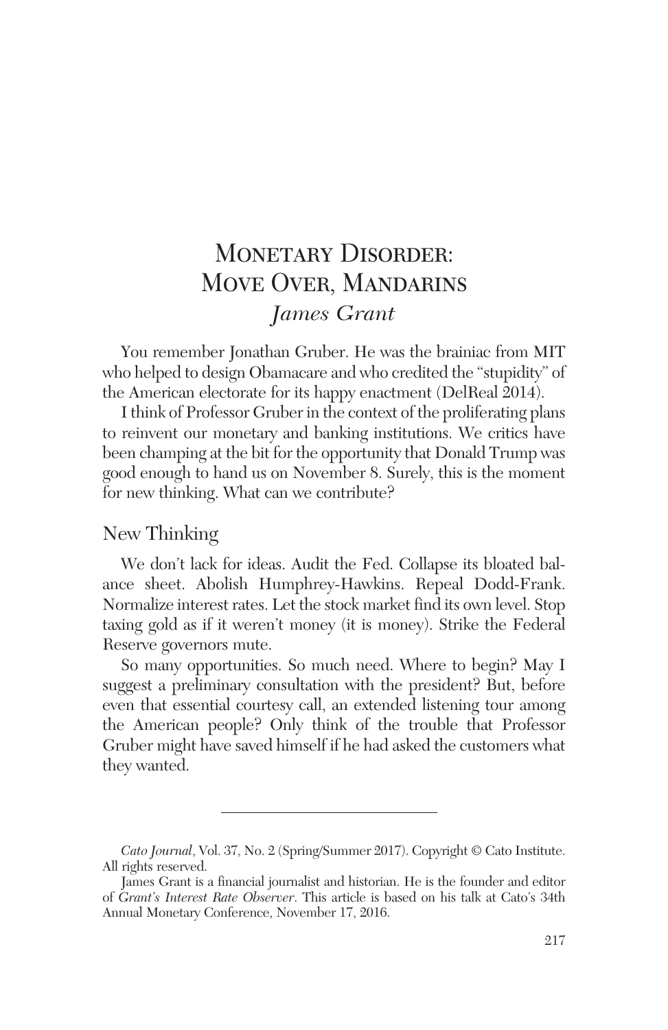# Monetary Disorder: Move Over, Mandarins

*James Grant*

You remember Jonathan Gruber. He was the brainiac from MIT who helped to design Obamacare and who credited the "stupidity" of the American electorate for its happy enactment (DelReal 2014).

I think of Professor Gruber in the context of the proliferating plans to reinvent our monetary and banking institutions. We critics have been champing at the bit for the opportunity that Donald Trump was good enough to hand us on November 8. Surely, this is the moment for new thinking. What can we contribute?

## New Thinking

We don't lack for ideas. Audit the Fed. Collapse its bloated balance sheet. Abolish Humphrey-Hawkins. Repeal Dodd-Frank. Normalize interest rates. Let the stock market find its own level. Stop taxing gold as if it weren't money (it is money). Strike the Federal Reserve governors mute.

So many opportunities. So much need. Where to begin? May I suggest a preliminary consultation with the president? But, before even that essential courtesy call, an extended listening tour among the American people? Only think of the trouble that Professor Gruber might have saved himself if he had asked the customers what they wanted.

---

*Cato Journal*, Vol. 37, No. 2 (Spring/Summer 2017). Copyright © Cato Institute. All rights reserved.

James Grant is a financial journalist and historian. He is the founder and editor of *Grant's Interest Rate Observer*. This article is based on his talk at Cato's 34th Annual Monetary Conference, November 17, 2016.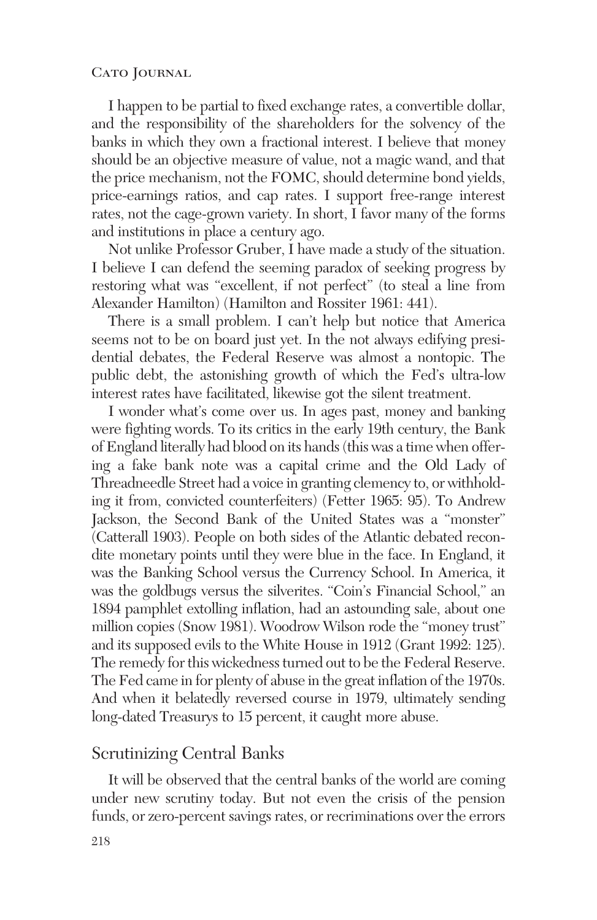I happen to be partial to fixed exchange rates, a convertible dollar, and the responsibility of the shareholders for the solvency of the banks in which they own a fractional interest. I believe that money should be an objective measure of value, not a magic wand, and that the price mechanism, not the FOMC, should determine bond yields, price-earnings ratios, and cap rates. I support free-range interest rates, not the cage-grown variety. In short, I favor many of the forms and institutions in place a century ago.

Not unlike Professor Gruber, I have made a study of the situation. I believe I can defend the seeming paradox of seeking progress by restoring what was "excellent, if not perfect" (to steal a line from Alexander Hamilton) (Hamilton and Rossiter 1961: 441).

There is a small problem. I can't help but notice that America seems not to be on board just yet. In the not always edifying presidential debates, the Federal Reserve was almost a nontopic. The public debt, the astonishing growth of which the Fed's ultra-low interest rates have facilitated, likewise got the silent treatment.

I wonder what's come over us. In ages past, money and banking were fighting words. To its critics in the early 19th century, the Bank of England literally had blood on its hands (this was a time when offering a fake bank note was a capital crime and the Old Lady of Threadneedle Street had a voice in granting clemency to, or withholding it from, convicted counterfeiters) (Fetter 1965: 95). To Andrew Jackson, the Second Bank of the United States was a "monster" (Catterall 1903). People on both sides of the Atlantic debated recondite monetary points until they were blue in the face. In England, it was the Banking School versus the Currency School. In America, it was the goldbugs versus the silverites. "Coin's Financial School," an 1894 pamphlet extolling inflation, had an astounding sale, about one million copies (Snow 1981). Woodrow Wilson rode the "money trust" and its supposed evils to the White House in 1912 (Grant 1992: 125). The remedy for this wickedness turned out to be the Federal Reserve. The Fed came in for plenty of abuse in the great inflation of the 1970s. And when it belatedly reversed course in 1979, ultimately sending long-dated Treasurys to 15 percent, it caught more abuse.

## Scrutinizing Central Banks

It will be observed that the central banks of the world are coming under new scrutiny today. But not even the crisis of the pension funds, or zero-percent savings rates, or recriminations over the errors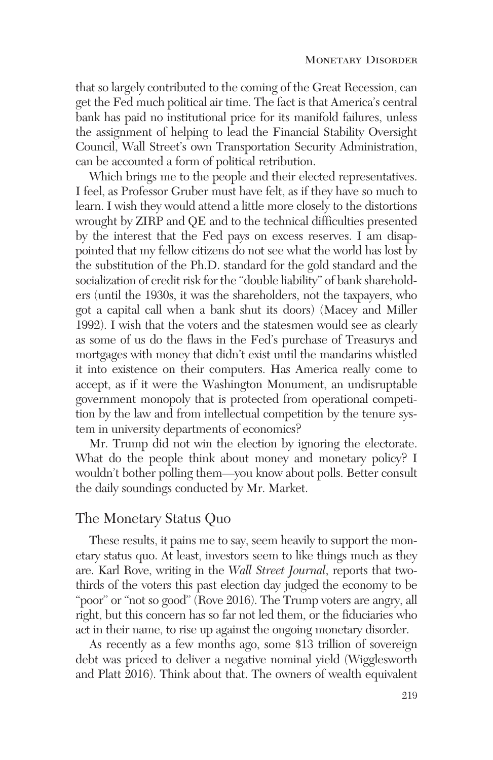that so largely contributed to the coming of the Great Recession, can get the Fed much political air time. The fact is that America's central bank has paid no institutional price for its manifold failures, unless the assignment of helping to lead the Financial Stability Oversight Council, Wall Street's own Transportation Security Administration, can be accounted a form of political retribution.

Which brings me to the people and their elected representatives. I feel, as Professor Gruber must have felt, as if they have so much to learn. I wish they would attend a little more closely to the distortions wrought by ZIRP and QE and to the technical difficulties presented by the interest that the Fed pays on excess reserves. I am disappointed that my fellow citizens do not see what the world has lost by the substitution of the Ph.D. standard for the gold standard and the socialization of credit risk for the "double liability" of bank shareholders (until the 1930s, it was the shareholders, not the taxpayers, who got a capital call when a bank shut its doors) (Macey and Miller 1992). I wish that the voters and the statesmen would see as clearly as some of us do the flaws in the Fed's purchase of Treasurys and mortgages with money that didn't exist until the mandarins whistled it into existence on their computers. Has America really come to accept, as if it were the Washington Monument, an undisruptable government monopoly that is protected from operational competition by the law and from intellectual competition by the tenure system in university departments of economics?

Mr. Trump did not win the election by ignoring the electorate. What do the people think about money and monetary policy? I wouldn't bother polling them—you know about polls. Better consult the daily soundings conducted by Mr. Market.

## The Monetary Status Quo

These results, it pains me to say, seem heavily to support the monetary status quo. At least, investors seem to like things much as they are. Karl Rove, writing in the *Wall Street Journal*, reports that two-thirds of the voters this past election day judged the economy to be "poor" or "not so good" (Rove 2016). The Trump voters are angry, all right, but this concern has so far not led them, or the fiduciaries who act in their name, to rise up against the ongoing monetary disorder.

As recently as a few months ago, some $13 trillion of sovereign debt was priced to deliver a negative nominal yield (Wigglesworth and Platt 2016). Think about that. The owners of wealth equivalent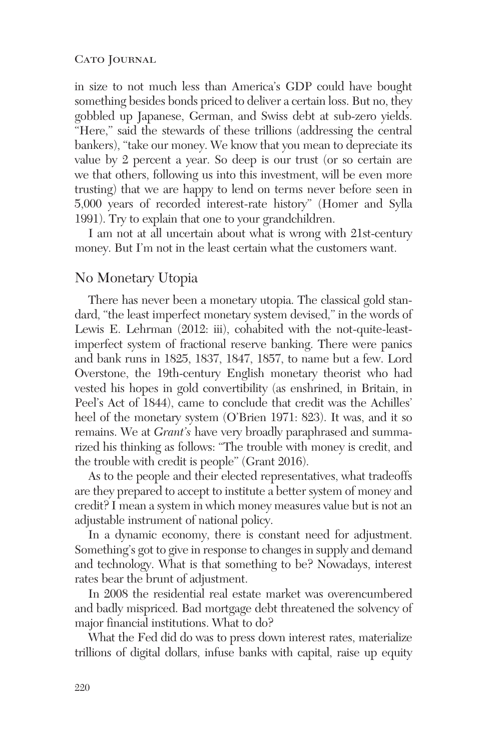in size to not much less than America's GDP could have bought something besides bonds priced to deliver a certain loss. But no, they gobbled up Japanese, German, and Swiss debt at sub-zero yields. "Here," said the stewards of these trillions (addressing the central bankers), "take our money. We know that you mean to depreciate its value by 2 percent a year. So deep is our trust (or so certain are we that others, following us into this investment, will be even more trusting) that we are happy to lend on terms never before seen in 5,000 years of recorded interest-rate history" (Homer and Sylla 1991). Try to explain that one to your grandchildren.

I am not at all uncertain about what is wrong with 21st-century money. But I'm not in the least certain what the customers want.

## No Monetary Utopia

There has never been a monetary utopia. The classical gold standard, "the least imperfect monetary system devised," in the words of Lewis E. Lehrman (2012: iii), cohabited with the not-quite-least-imperfect system of fractional reserve banking. There were panics and bank runs in 1825, 1837, 1847, 1857, to name but a few. Lord Overstone, the 19th-century English monetary theorist who had vested his hopes in gold convertibility (as enshrined, in Britain, in Peel's Act of 1844), came to conclude that credit was the Achilles' heel of the monetary system (O'Brien 1971: 823). It was, and it so remains. We at *Grant's* have very broadly paraphrased and summarized his thinking as follows: "The trouble with money is credit, and the trouble with credit is people" (Grant 2016).

As to the people and their elected representatives, what tradeoffs are they prepared to accept to institute a better system of money and credit? I mean a system in which money measures value but is not an adjustable instrument of national policy.

In a dynamic economy, there is constant need for adjustment. Something's got to give in response to changes in supply and demand and technology. What is that something to be? Nowadays, interest rates bear the brunt of adjustment.

In 2008 the residential real estate market was overencumbered and badly mispriced. Bad mortgage debt threatened the solvency of major financial institutions. What to do?

What the Fed did do was to press down interest rates, materialize trillions of digital dollars, infuse banks with capital, raise up equity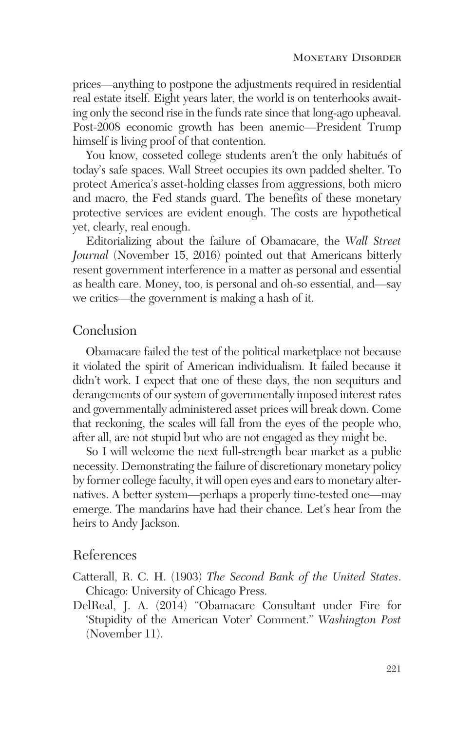prices—anything to postpone the adjustments required in residential real estate itself. Eight years later, the world is on tenterhooks awaiting only the second rise in the funds rate since that long-ago upheaval. Post-2008 economic growth has been anemic—President Trump himself is living proof of that contention.

You know, cosseted college students aren't the only habitués of today's safe spaces. Wall Street occupies its own padded shelter. To protect America's asset-holding classes from aggressions, both micro and macro, the Fed stands guard. The benefits of these monetary protective services are evident enough. The costs are hypothetical yet, clearly, real enough.

Editorializing about the failure of Obamacare, the *Wall Street Journal* (November 15, 2016) pointed out that Americans bitterly resent government interference in a matter as personal and essential as health care. Money, too, is personal and oh-so essential, and—say we critics—the government is making a hash of it.

## Conclusion

Obamacare failed the test of the political marketplace not because it violated the spirit of American individualism. It failed because it didn't work. I expect that one of these days, the non sequiturs and derangements of our system of governmentally imposed interest rates and governmentally administered asset prices will break down. Come that reckoning, the scales will fall from the eyes of the people who, after all, are not stupid but who are not engaged as they might be.

So I will welcome the next full-strength bear market as a public necessity. Demonstrating the failure of discretionary monetary policy by former college faculty, it will open eyes and ears to monetary alternatives. A better system—perhaps a properly time-tested one—may emerge. The mandarins have had their chance. Let's hear from the heirs to Andy Jackson.

## References

Catterall, R. C. H. (1903) *The Second Bank of the United States*. Chicago: University of Chicago Press.

DelReal, J. A. (2014) "Obamacare Consultant under Fire for 'Stupidity of the American Voter' Comment." *Washington Post* (November 11).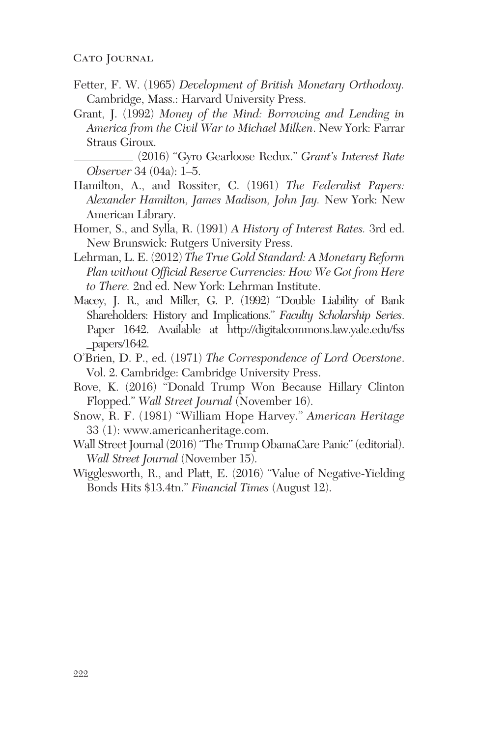Fetter, F. W. (1965) *Development of British Monetary Orthodoxy.* Cambridge, Mass.: Harvard University Press.

Grant, J. (1992) *Money of the Mind: Borrowing and Lending in America from the Civil War to Michael Milken*. New York: Farrar Straus Giroux.

__________ (2016) "Gyro Gearloose Redux." *Grant's Interest Rate Observer* 34 (04a): 1–5.

Hamilton, A., and Rossiter, C. (1961) *The Federalist Papers: Alexander Hamilton, James Madison, John Jay.* New York: New American Library.

Homer, S., and Sylla, R. (1991) *A History of Interest Rates.* 3rd ed. New Brunswick: Rutgers University Press.

Lehrman, L. E. (2012) *The True Gold Standard: A Monetary Reform Plan without Official Reserve Currencies: How We Got from Here to There.* 2nd ed. New York: Lehrman Institute.

Macey, J. R., and Miller, G. P. (1992) "Double Liability of Bank Shareholders: History and Implications." *Faculty Scholarship Series*. Paper 1642. Available at http://digitalcommons.law.yale.edu/fss_papers/1642.

O'Brien, D. P., ed. (1971) *The Correspondence of Lord Overstone*. Vol. 2. Cambridge: Cambridge University Press.

Rove, K. (2016) "Donald Trump Won Because Hillary Clinton Flopped." *Wall Street Journal* (November 16).

Snow, R. F. (1981) "William Hope Harvey." *American Heritage* 33 (1): www.americanheritage.com.

Wall Street Journal (2016) "The Trump ObamaCare Panic" (editorial). *Wall Street Journal* (November 15).

Wigglesworth, R., and Platt, E. (2016) "Value of Negative-Yielding Bonds Hits $13.4tn." *Financial Times* (August 12).